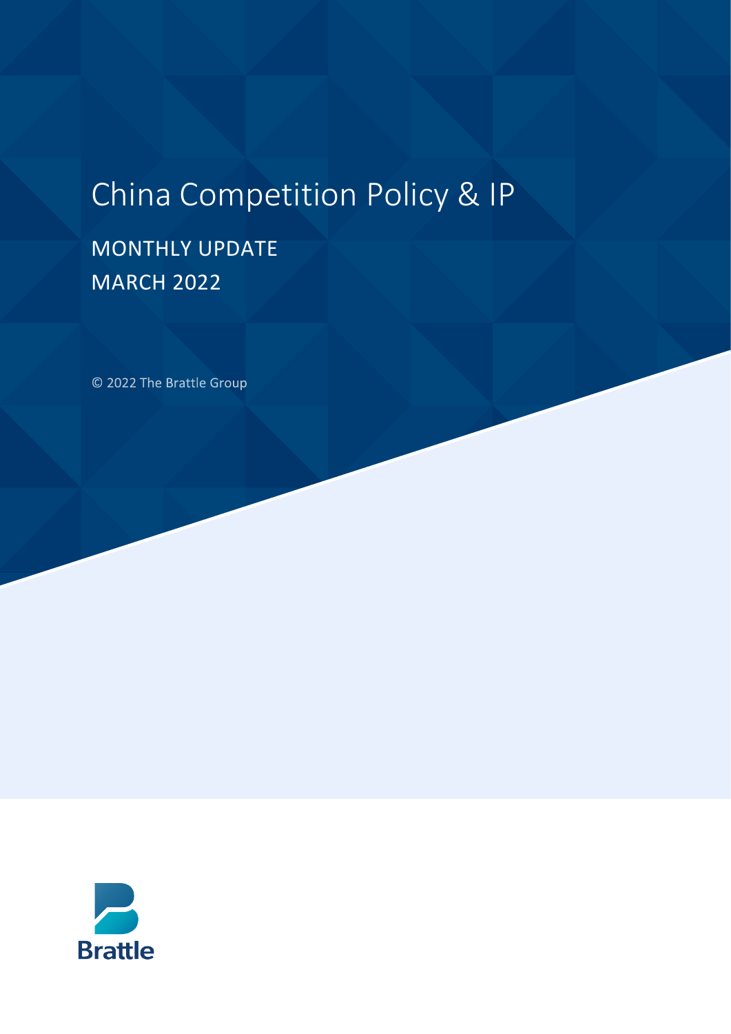# China Competition Policy & IP

## MONTHLY UPDATE
## MARCH 2022

© 2022 The Brattle Group

Brattle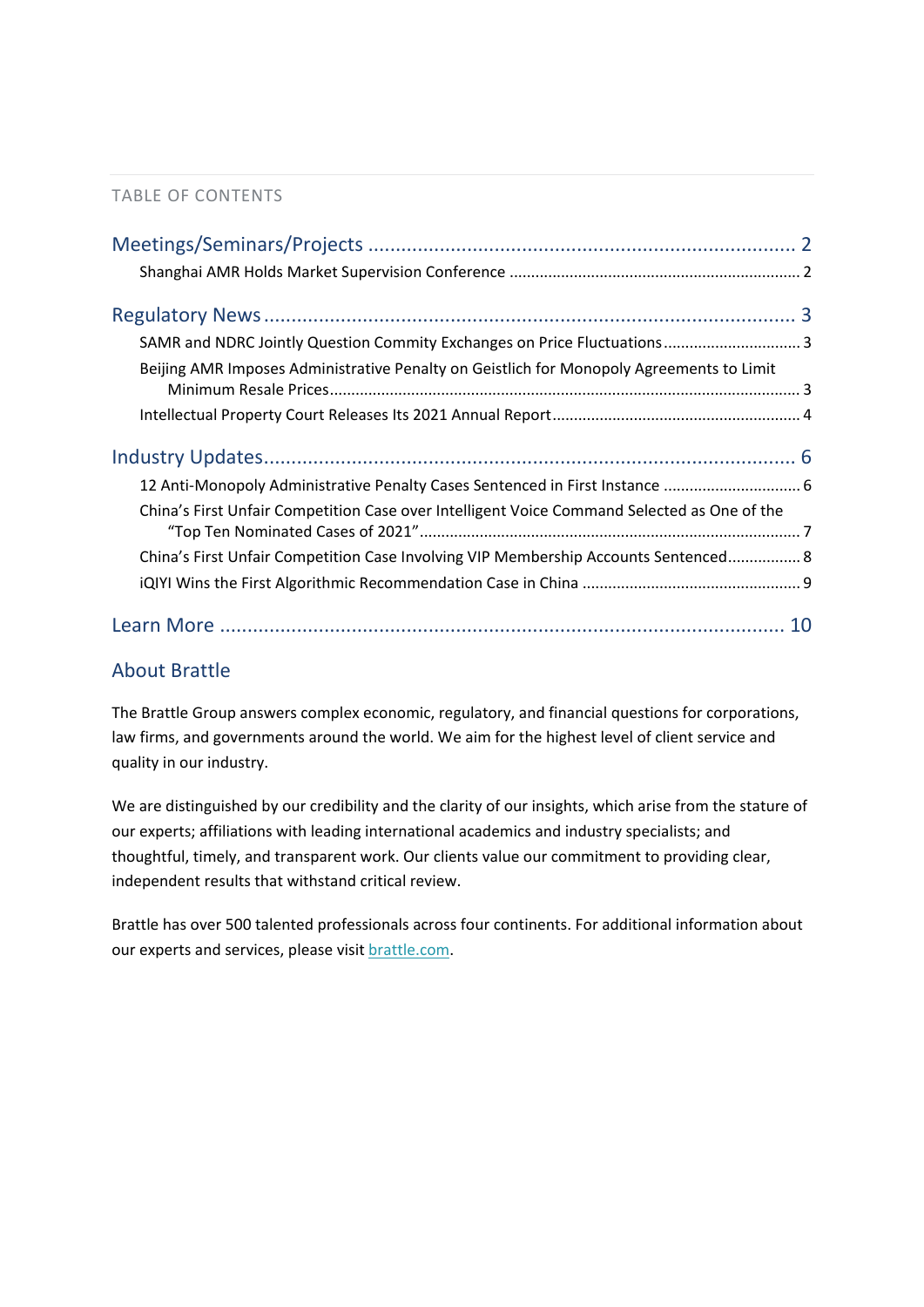TABLE OF CONTENTS

Meetings/Seminars/Projects ........ 2
- Shanghai AMR Holds Market Supervision Conference ........ 2

Regulatory News ........ 3
- SAMR and NDRC Jointly Question Commity Exchanges on Price Fluctuations ........ 3
- Beijing AMR Imposes Administrative Penalty on Geistlich for Monopoly Agreements to Limit Minimum Resale Prices ........ 3
- Intellectual Property Court Releases Its 2021 Annual Report ........ 4

Industry Updates ........ 6
- 12 Anti-Monopoly Administrative Penalty Cases Sentenced in First Instance ........ 6
- China's First Unfair Competition Case over Intelligent Voice Command Selected as One of the "Top Ten Nominated Cases of 2021" ........ 7
- China's First Unfair Competition Case Involving VIP Membership Accounts Sentenced ........ 8
- iQIYI Wins the First Algorithmic Recommendation Case in China ........ 9

Learn More ........ 10

## About Brattle

The Brattle Group answers complex economic, regulatory, and financial questions for corporations, law firms, and governments around the world. We aim for the highest level of client service and quality in our industry.

We are distinguished by our credibility and the clarity of our insights, which arise from the stature of our experts; affiliations with leading international academics and industry specialists; and thoughtful, timely, and transparent work. Our clients value our commitment to providing clear, independent results that withstand critical review.

Brattle has over 500 talented professionals across four continents. For additional information about our experts and services, please visit brattle.com.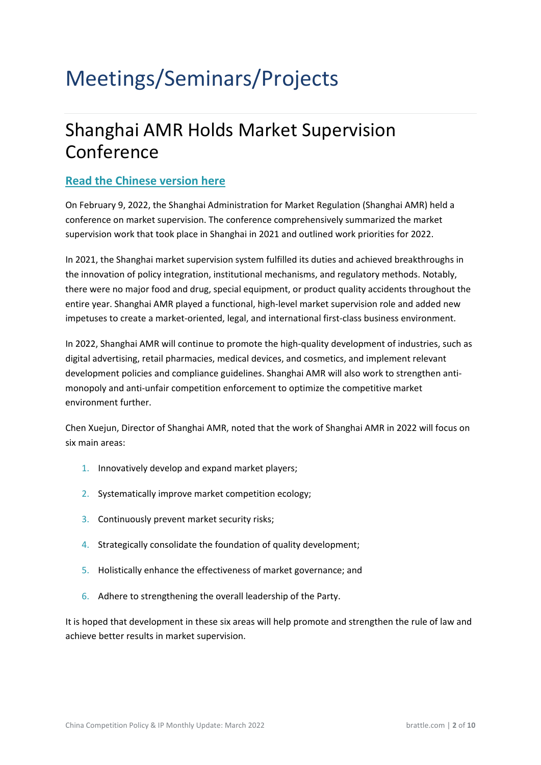# Meetings/Seminars/Projects

## Shanghai AMR Holds Market Supervision Conference

**Read the Chinese version here**

On February 9, 2022, the Shanghai Administration for Market Regulation (Shanghai AMR) held a conference on market supervision. The conference comprehensively summarized the market supervision work that took place in Shanghai in 2021 and outlined work priorities for 2022.

In 2021, the Shanghai market supervision system fulfilled its duties and achieved breakthroughs in the innovation of policy integration, institutional mechanisms, and regulatory methods. Notably, there were no major food and drug, special equipment, or product quality accidents throughout the entire year. Shanghai AMR played a functional, high-level market supervision role and added new impetuses to create a market-oriented, legal, and international first-class business environment.

In 2022, Shanghai AMR will continue to promote the high-quality development of industries, such as digital advertising, retail pharmacies, medical devices, and cosmetics, and implement relevant development policies and compliance guidelines. Shanghai AMR will also work to strengthen anti-monopoly and anti-unfair competition enforcement to optimize the competitive market environment further.

Chen Xuejun, Director of Shanghai AMR, noted that the work of Shanghai AMR in 2022 will focus on six main areas:

1. Innovatively develop and expand market players;
2. Systematically improve market competition ecology;
3. Continuously prevent market security risks;
4. Strategically consolidate the foundation of quality development;
5. Holistically enhance the effectiveness of market governance; and
6. Adhere to strengthening the overall leadership of the Party.

It is hoped that development in these six areas will help promote and strengthen the rule of law and achieve better results in market supervision.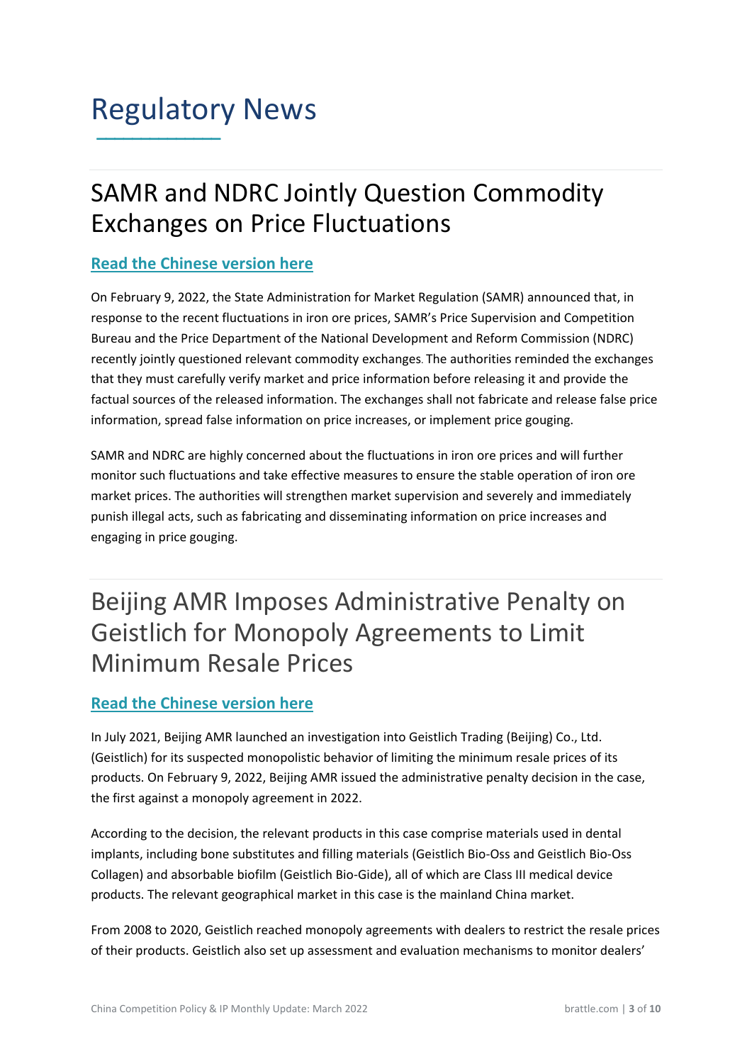# Regulatory News

## SAMR and NDRC Jointly Question Commodity Exchanges on Price Fluctuations

**Read the Chinese version here**

On February 9, 2022, the State Administration for Market Regulation (SAMR) announced that, in response to the recent fluctuations in iron ore prices, SAMR's Price Supervision and Competition Bureau and the Price Department of the National Development and Reform Commission (NDRC) recently jointly questioned relevant commodity exchanges. The authorities reminded the exchanges that they must carefully verify market and price information before releasing it and provide the factual sources of the released information. The exchanges shall not fabricate and release false price information, spread false information on price increases, or implement price gouging.

SAMR and NDRC are highly concerned about the fluctuations in iron ore prices and will further monitor such fluctuations and take effective measures to ensure the stable operation of iron ore market prices. The authorities will strengthen market supervision and severely and immediately punish illegal acts, such as fabricating and disseminating information on price increases and engaging in price gouging.

## Beijing AMR Imposes Administrative Penalty on Geistlich for Monopoly Agreements to Limit Minimum Resale Prices

**Read the Chinese version here**

In July 2021, Beijing AMR launched an investigation into Geistlich Trading (Beijing) Co., Ltd. (Geistlich) for its suspected monopolistic behavior of limiting the minimum resale prices of its products. On February 9, 2022, Beijing AMR issued the administrative penalty decision in the case, the first against a monopoly agreement in 2022.

According to the decision, the relevant products in this case comprise materials used in dental implants, including bone substitutes and filling materials (Geistlich Bio-Oss and Geistlich Bio-Oss Collagen) and absorbable biofilm (Geistlich Bio-Gide), all of which are Class III medical device products. The relevant geographical market in this case is the mainland China market.

From 2008 to 2020, Geistlich reached monopoly agreements with dealers to restrict the resale prices of their products. Geistlich also set up assessment and evaluation mechanisms to monitor dealers'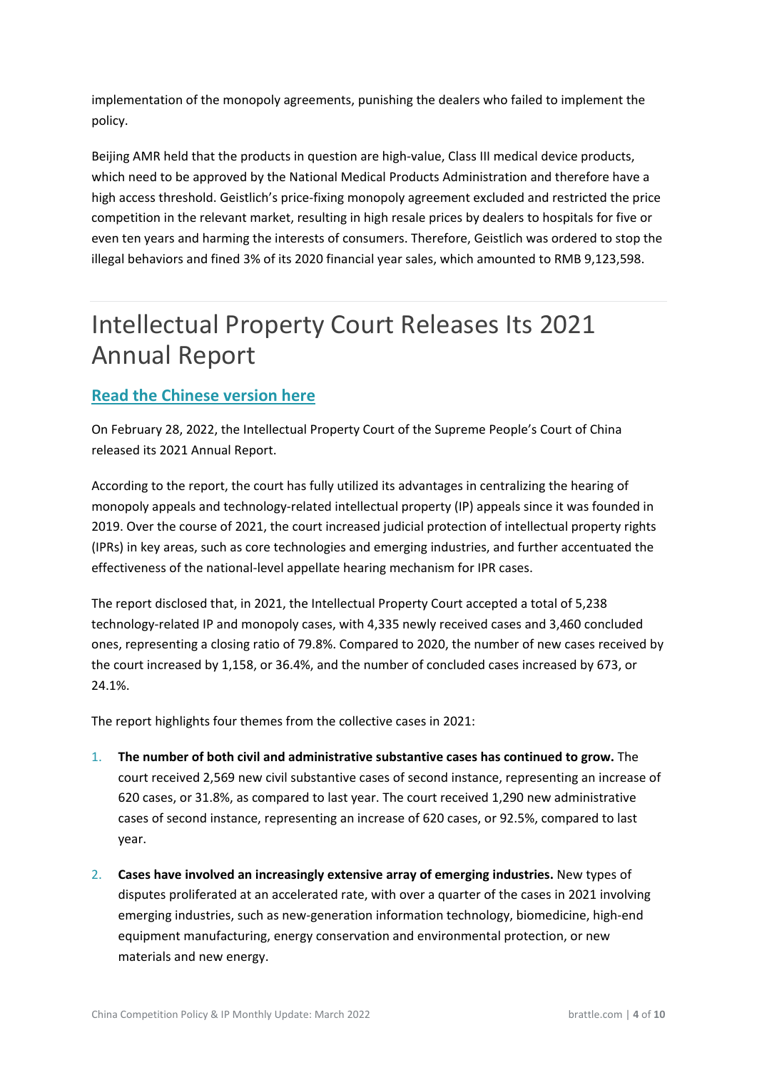implementation of the monopoly agreements, punishing the dealers who failed to implement the policy.

Beijing AMR held that the products in question are high-value, Class III medical device products, which need to be approved by the National Medical Products Administration and therefore have a high access threshold. Geistlich's price-fixing monopoly agreement excluded and restricted the price competition in the relevant market, resulting in high resale prices by dealers to hospitals for five or even ten years and harming the interests of consumers. Therefore, Geistlich was ordered to stop the illegal behaviors and fined 3% of its 2020 financial year sales, which amounted to RMB 9,123,598.

# Intellectual Property Court Releases Its 2021 Annual Report

### Read the Chinese version here

On February 28, 2022, the Intellectual Property Court of the Supreme People's Court of China released its 2021 Annual Report.

According to the report, the court has fully utilized its advantages in centralizing the hearing of monopoly appeals and technology-related intellectual property (IP) appeals since it was founded in 2019. Over the course of 2021, the court increased judicial protection of intellectual property rights (IPRs) in key areas, such as core technologies and emerging industries, and further accentuated the effectiveness of the national-level appellate hearing mechanism for IPR cases.

The report disclosed that, in 2021, the Intellectual Property Court accepted a total of 5,238 technology-related IP and monopoly cases, with 4,335 newly received cases and 3,460 concluded ones, representing a closing ratio of 79.8%. Compared to 2020, the number of new cases received by the court increased by 1,158, or 36.4%, and the number of concluded cases increased by 673, or 24.1%.

The report highlights four themes from the collective cases in 2021:

1. **The number of both civil and administrative substantive cases has continued to grow.** The court received 2,569 new civil substantive cases of second instance, representing an increase of 620 cases, or 31.8%, as compared to last year. The court received 1,290 new administrative cases of second instance, representing an increase of 620 cases, or 92.5%, compared to last year.
2. **Cases have involved an increasingly extensive array of emerging industries.** New types of disputes proliferated at an accelerated rate, with over a quarter of the cases in 2021 involving emerging industries, such as new-generation information technology, biomedicine, high-end equipment manufacturing, energy conservation and environmental protection, or new materials and new energy.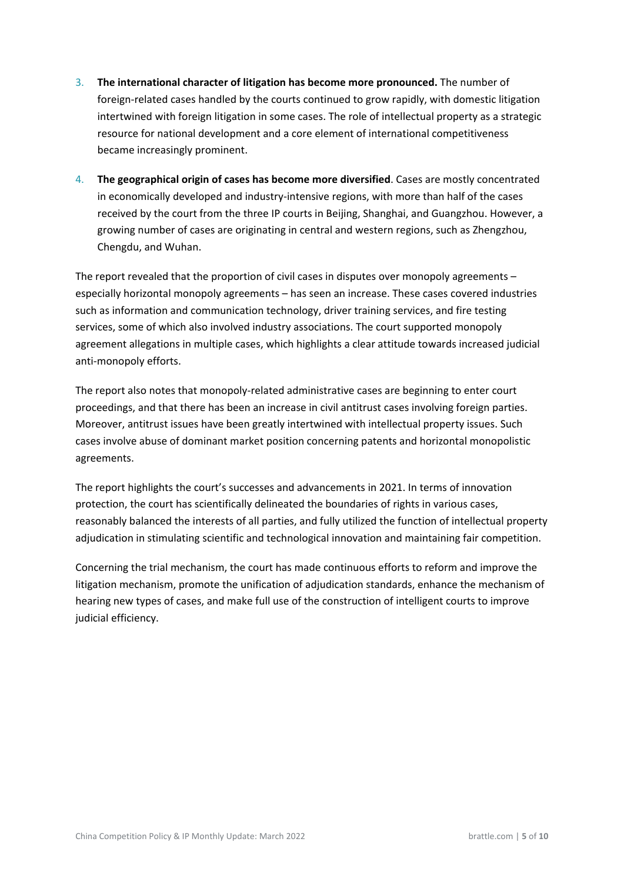3. **The international character of litigation has become more pronounced.** The number of foreign-related cases handled by the courts continued to grow rapidly, with domestic litigation intertwined with foreign litigation in some cases. The role of intellectual property as a strategic resource for national development and a core element of international competitiveness became increasingly prominent.

4. **The geographical origin of cases has become more diversified**. Cases are mostly concentrated in economically developed and industry-intensive regions, with more than half of the cases received by the court from the three IP courts in Beijing, Shanghai, and Guangzhou. However, a growing number of cases are originating in central and western regions, such as Zhengzhou, Chengdu, and Wuhan.

The report revealed that the proportion of civil cases in disputes over monopoly agreements – especially horizontal monopoly agreements – has seen an increase. These cases covered industries such as information and communication technology, driver training services, and fire testing services, some of which also involved industry associations. The court supported monopoly agreement allegations in multiple cases, which highlights a clear attitude towards increased judicial anti-monopoly efforts.

The report also notes that monopoly-related administrative cases are beginning to enter court proceedings, and that there has been an increase in civil antitrust cases involving foreign parties. Moreover, antitrust issues have been greatly intertwined with intellectual property issues. Such cases involve abuse of dominant market position concerning patents and horizontal monopolistic agreements.

The report highlights the court's successes and advancements in 2021. In terms of innovation protection, the court has scientifically delineated the boundaries of rights in various cases, reasonably balanced the interests of all parties, and fully utilized the function of intellectual property adjudication in stimulating scientific and technological innovation and maintaining fair competition.

Concerning the trial mechanism, the court has made continuous efforts to reform and improve the litigation mechanism, promote the unification of adjudication standards, enhance the mechanism of hearing new types of cases, and make full use of the construction of intelligent courts to improve judicial efficiency.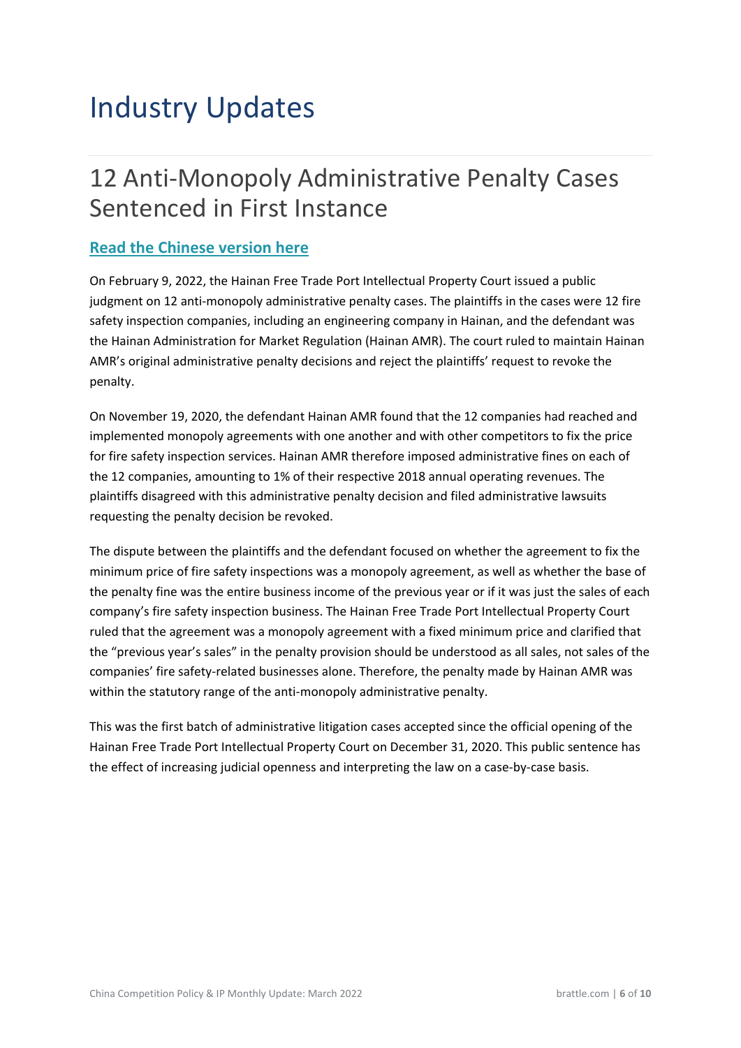# Industry Updates

## 12 Anti-Monopoly Administrative Penalty Cases Sentenced in First Instance

**Read the Chinese version here**

On February 9, 2022, the Hainan Free Trade Port Intellectual Property Court issued a public judgment on 12 anti-monopoly administrative penalty cases. The plaintiffs in the cases were 12 fire safety inspection companies, including an engineering company in Hainan, and the defendant was the Hainan Administration for Market Regulation (Hainan AMR). The court ruled to maintain Hainan AMR's original administrative penalty decisions and reject the plaintiffs' request to revoke the penalty.

On November 19, 2020, the defendant Hainan AMR found that the 12 companies had reached and implemented monopoly agreements with one another and with other competitors to fix the price for fire safety inspection services. Hainan AMR therefore imposed administrative fines on each of the 12 companies, amounting to 1% of their respective 2018 annual operating revenues. The plaintiffs disagreed with this administrative penalty decision and filed administrative lawsuits requesting the penalty decision be revoked.

The dispute between the plaintiffs and the defendant focused on whether the agreement to fix the minimum price of fire safety inspections was a monopoly agreement, as well as whether the base of the penalty fine was the entire business income of the previous year or if it was just the sales of each company's fire safety inspection business. The Hainan Free Trade Port Intellectual Property Court ruled that the agreement was a monopoly agreement with a fixed minimum price and clarified that the "previous year's sales" in the penalty provision should be understood as all sales, not sales of the companies' fire safety-related businesses alone. Therefore, the penalty made by Hainan AMR was within the statutory range of the anti-monopoly administrative penalty.

This was the first batch of administrative litigation cases accepted since the official opening of the Hainan Free Trade Port Intellectual Property Court on December 31, 2020. This public sentence has the effect of increasing judicial openness and interpreting the law on a case-by-case basis.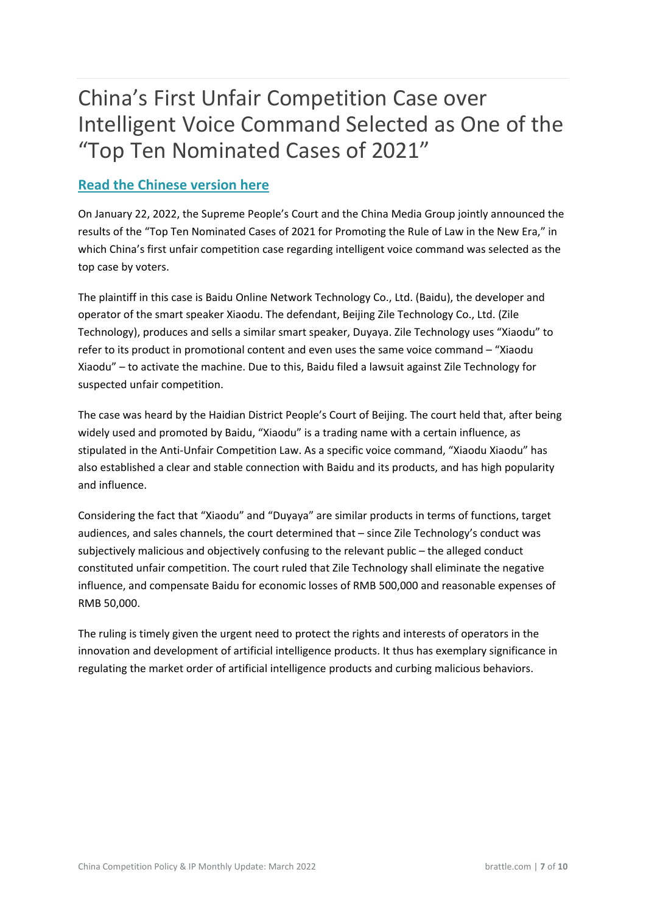# China's First Unfair Competition Case over Intelligent Voice Command Selected as One of the "Top Ten Nominated Cases of 2021"

**Read the Chinese version here**

On January 22, 2022, the Supreme People's Court and the China Media Group jointly announced the results of the "Top Ten Nominated Cases of 2021 for Promoting the Rule of Law in the New Era," in which China's first unfair competition case regarding intelligent voice command was selected as the top case by voters.

The plaintiff in this case is Baidu Online Network Technology Co., Ltd. (Baidu), the developer and operator of the smart speaker Xiaodu. The defendant, Beijing Zile Technology Co., Ltd. (Zile Technology), produces and sells a similar smart speaker, Duyaya. Zile Technology uses "Xiaodu" to refer to its product in promotional content and even uses the same voice command – "Xiaodu Xiaodu" – to activate the machine. Due to this, Baidu filed a lawsuit against Zile Technology for suspected unfair competition.

The case was heard by the Haidian District People's Court of Beijing. The court held that, after being widely used and promoted by Baidu, "Xiaodu" is a trading name with a certain influence, as stipulated in the Anti-Unfair Competition Law. As a specific voice command, "Xiaodu Xiaodu" has also established a clear and stable connection with Baidu and its products, and has high popularity and influence.

Considering the fact that "Xiaodu" and "Duyaya" are similar products in terms of functions, target audiences, and sales channels, the court determined that – since Zile Technology's conduct was subjectively malicious and objectively confusing to the relevant public – the alleged conduct constituted unfair competition. The court ruled that Zile Technology shall eliminate the negative influence, and compensate Baidu for economic losses of RMB 500,000 and reasonable expenses of RMB 50,000.

The ruling is timely given the urgent need to protect the rights and interests of operators in the innovation and development of artificial intelligence products. It thus has exemplary significance in regulating the market order of artificial intelligence products and curbing malicious behaviors.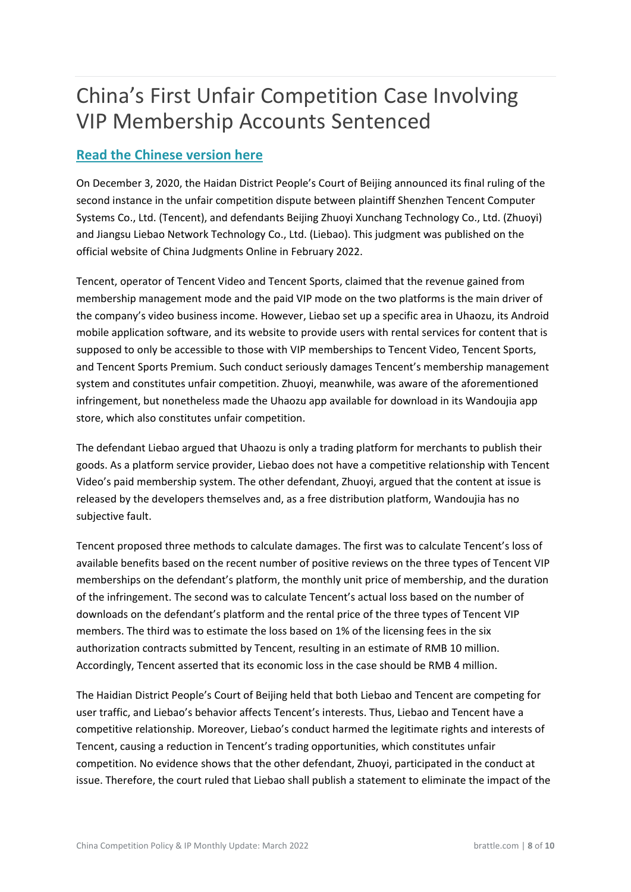# China's First Unfair Competition Case Involving VIP Membership Accounts Sentenced

**[Read the Chinese version here](#)**

On December 3, 2020, the Haidan District People's Court of Beijing announced its final ruling of the second instance in the unfair competition dispute between plaintiff Shenzhen Tencent Computer Systems Co., Ltd. (Tencent), and defendants Beijing Zhuoyi Xunchang Technology Co., Ltd. (Zhuoyi) and Jiangsu Liebao Network Technology Co., Ltd. (Liebao). This judgment was published on the official website of China Judgments Online in February 2022.

Tencent, operator of Tencent Video and Tencent Sports, claimed that the revenue gained from membership management mode and the paid VIP mode on the two platforms is the main driver of the company's video business income. However, Liebao set up a specific area in Uhaozu, its Android mobile application software, and its website to provide users with rental services for content that is supposed to only be accessible to those with VIP memberships to Tencent Video, Tencent Sports, and Tencent Sports Premium. Such conduct seriously damages Tencent's membership management system and constitutes unfair competition. Zhuoyi, meanwhile, was aware of the aforementioned infringement, but nonetheless made the Uhaozu app available for download in its Wandoujia app store, which also constitutes unfair competition.

The defendant Liebao argued that Uhaozu is only a trading platform for merchants to publish their goods. As a platform service provider, Liebao does not have a competitive relationship with Tencent Video's paid membership system. The other defendant, Zhuoyi, argued that the content at issue is released by the developers themselves and, as a free distribution platform, Wandoujia has no subjective fault.

Tencent proposed three methods to calculate damages. The first was to calculate Tencent's loss of available benefits based on the recent number of positive reviews on the three types of Tencent VIP memberships on the defendant's platform, the monthly unit price of membership, and the duration of the infringement. The second was to calculate Tencent's actual loss based on the number of downloads on the defendant's platform and the rental price of the three types of Tencent VIP members. The third was to estimate the loss based on 1% of the licensing fees in the six authorization contracts submitted by Tencent, resulting in an estimate of RMB 10 million. Accordingly, Tencent asserted that its economic loss in the case should be RMB 4 million.

The Haidian District People's Court of Beijing held that both Liebao and Tencent are competing for user traffic, and Liebao's behavior affects Tencent's interests. Thus, Liebao and Tencent have a competitive relationship. Moreover, Liebao's conduct harmed the legitimate rights and interests of Tencent, causing a reduction in Tencent's trading opportunities, which constitutes unfair competition. No evidence shows that the other defendant, Zhuoyi, participated in the conduct at issue. Therefore, the court ruled that Liebao shall publish a statement to eliminate the impact of the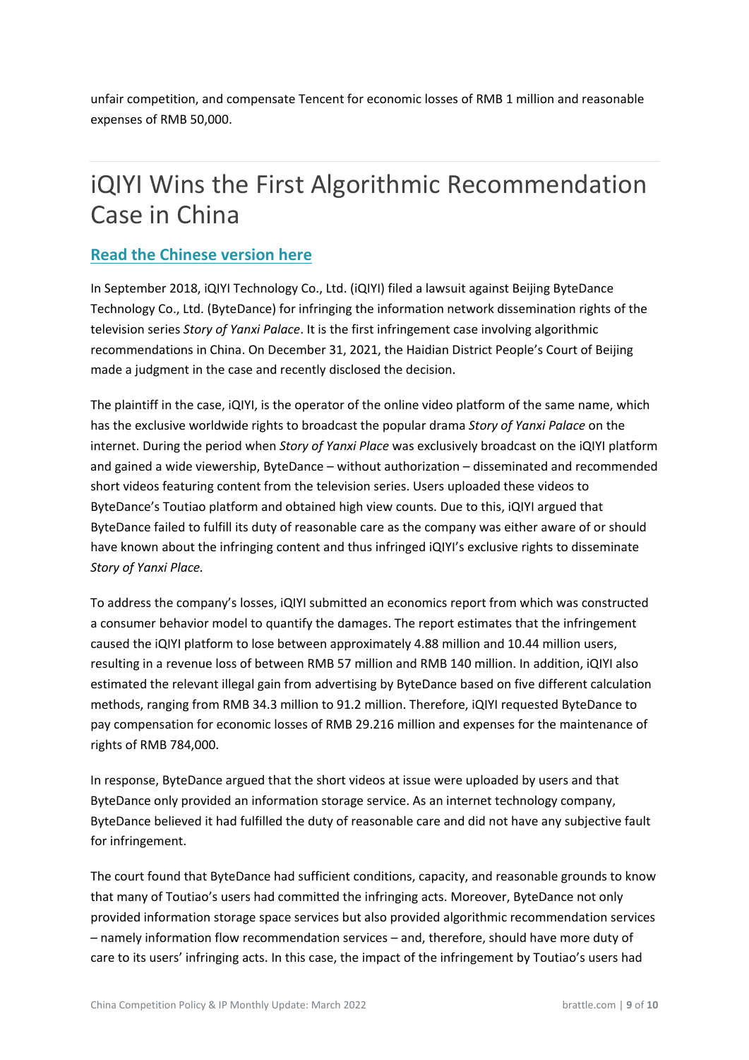unfair competition, and compensate Tencent for economic losses of RMB 1 million and reasonable expenses of RMB 50,000.

# iQIYI Wins the First Algorithmic Recommendation Case in China

### **Read the Chinese version here**

In September 2018, iQIYI Technology Co., Ltd. (iQIYI) filed a lawsuit against Beijing ByteDance Technology Co., Ltd. (ByteDance) for infringing the information network dissemination rights of the television series *Story of Yanxi Palace*. It is the first infringement case involving algorithmic recommendations in China. On December 31, 2021, the Haidian District People's Court of Beijing made a judgment in the case and recently disclosed the decision.

The plaintiff in the case, iQIYI, is the operator of the online video platform of the same name, which has the exclusive worldwide rights to broadcast the popular drama *Story of Yanxi Palace* on the internet. During the period when *Story of Yanxi Place* was exclusively broadcast on the iQIYI platform and gained a wide viewership, ByteDance – without authorization – disseminated and recommended short videos featuring content from the television series. Users uploaded these videos to ByteDance's Toutiao platform and obtained high view counts. Due to this, iQIYI argued that ByteDance failed to fulfill its duty of reasonable care as the company was either aware of or should have known about the infringing content and thus infringed iQIYI's exclusive rights to disseminate *Story of Yanxi Place.*

To address the company's losses, iQIYI submitted an economics report from which was constructed a consumer behavior model to quantify the damages. The report estimates that the infringement caused the iQIYI platform to lose between approximately 4.88 million and 10.44 million users, resulting in a revenue loss of between RMB 57 million and RMB 140 million. In addition, iQIYI also estimated the relevant illegal gain from advertising by ByteDance based on five different calculation methods, ranging from RMB 34.3 million to 91.2 million. Therefore, iQIYI requested ByteDance to pay compensation for economic losses of RMB 29.216 million and expenses for the maintenance of rights of RMB 784,000.

In response, ByteDance argued that the short videos at issue were uploaded by users and that ByteDance only provided an information storage service. As an internet technology company, ByteDance believed it had fulfilled the duty of reasonable care and did not have any subjective fault for infringement.

The court found that ByteDance had sufficient conditions, capacity, and reasonable grounds to know that many of Toutiao's users had committed the infringing acts. Moreover, ByteDance not only provided information storage space services but also provided algorithmic recommendation services – namely information flow recommendation services – and, therefore, should have more duty of care to its users' infringing acts. In this case, the impact of the infringement by Toutiao's users had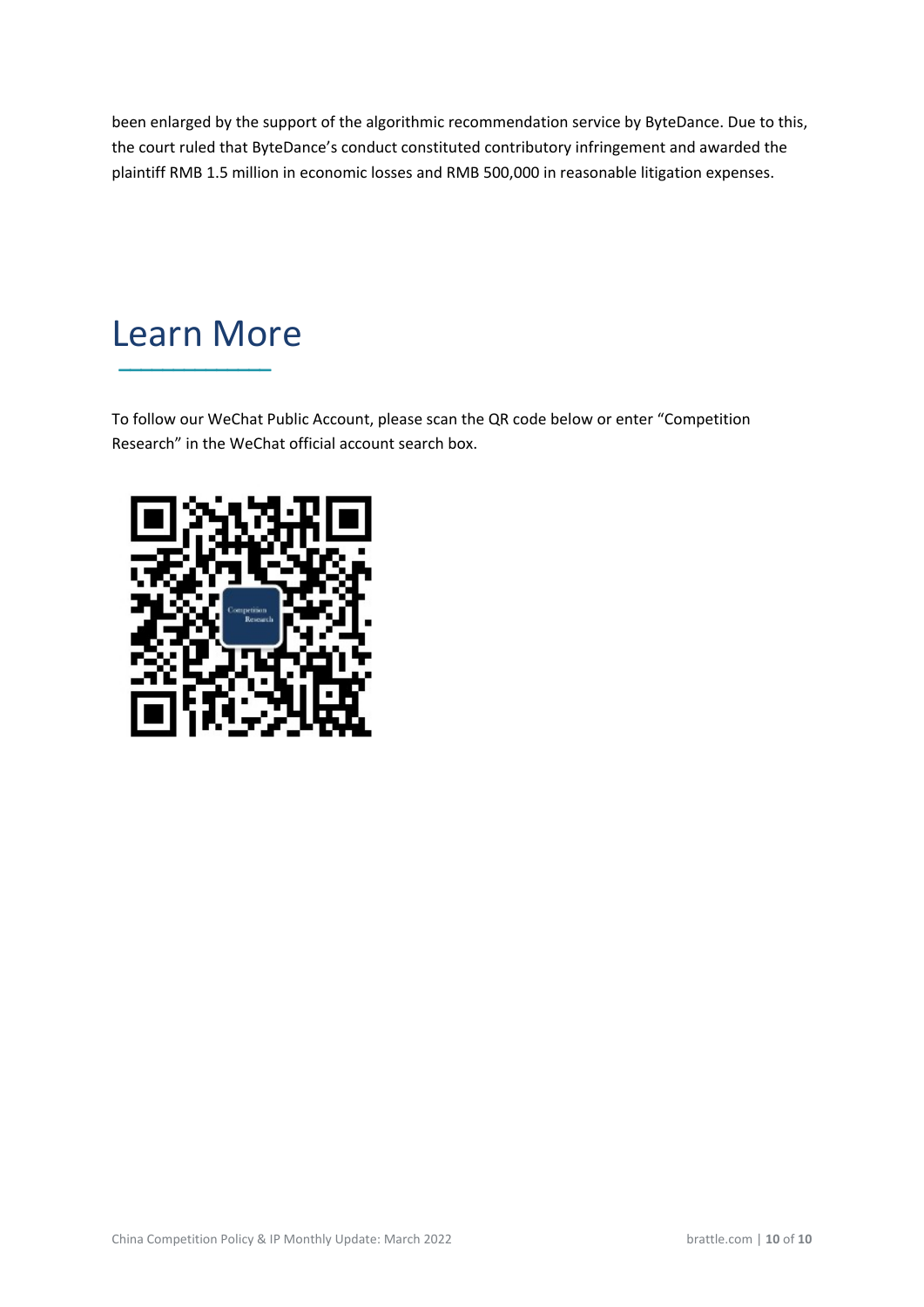been enlarged by the support of the algorithmic recommendation service by ByteDance. Due to this, the court ruled that ByteDance's conduct constituted contributory infringement and awarded the plaintiff RMB 1.5 million in economic losses and RMB 500,000 in reasonable litigation expenses.

# Learn More

To follow our WeChat Public Account, please scan the QR code below or enter "Competition Research" in the WeChat official account search box.